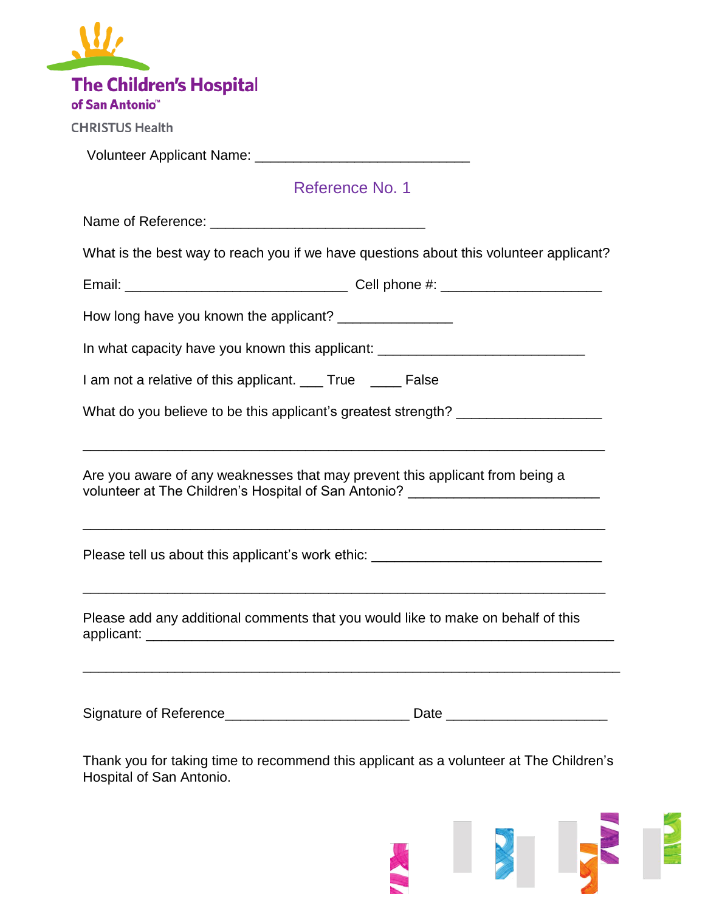The Children's Hospital
of San Antonio™

CHRISTUS Health

Volunteer Applicant Name: ___________________________

## Reference No. 1

Name of Reference: ___________________________

What is the best way to reach you if we have questions about this volunteer applicant?

Email: ____________________________ Cell phone #: ____________________

How long have you known the applicant? ______________

In what capacity have you known this applicant: __________________________

I am not a relative of this applicant. ___ True ____ False

What do you believe to be this applicant's greatest strength? __________________

_________________________________________________________________

Are you aware of any weaknesses that may prevent this applicant from being a volunteer at The Children's Hospital of San Antonio? ________________________

_________________________________________________________________

Please tell us about this applicant's work ethic: _____________________________

_________________________________________________________________

Please add any additional comments that you would like to make on behalf of this applicant: ___________________________________________________________

_________________________________________________________________

Signature of Reference_______________________ Date ____________________

Thank you for taking time to recommend this applicant as a volunteer at The Children's Hospital of San Antonio.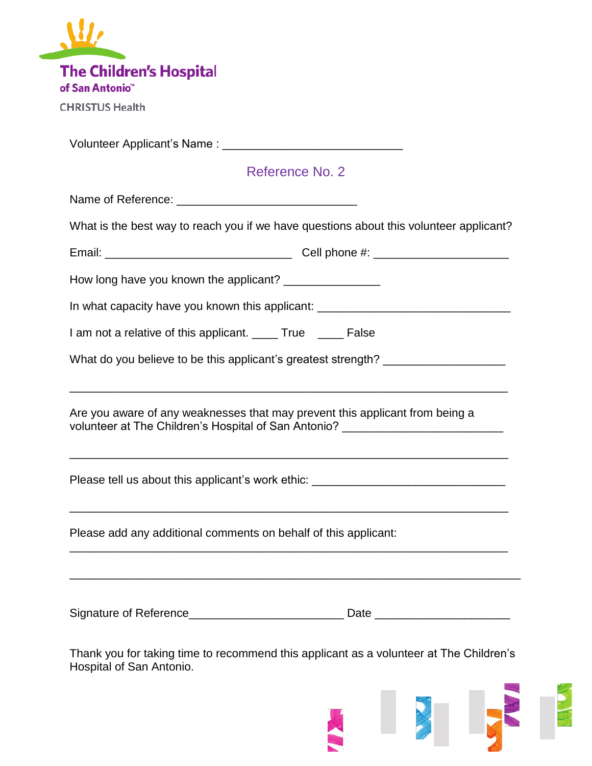The Children's Hospital of San Antonio™

CHRISTUS Health

Volunteer Applicant's Name : ____________________________

## Reference No. 2

Name of Reference: ____________________________

What is the best way to reach you if we have questions about this volunteer applicant?

Email: _____________________________ Cell phone #: _____________________

How long have you known the applicant? _______________

In what capacity have you known this applicant: ______________________________

I am not a relative of this applicant. ____ True ____ False

What do you believe to be this applicant's greatest strength? ___________________

_____________________________________________________________________

Are you aware of any weaknesses that may prevent this applicant from being a volunteer at The Children's Hospital of San Antonio? _________________________

_____________________________________________________________________

Please tell us about this applicant's work ethic: ______________________________

_____________________________________________________________________

Please add any additional comments on behalf of this applicant:

_____________________________________________________________________

_______________________________________________________________________

Signature of Reference________________________ Date _____________________

Thank you for taking time to recommend this applicant as a volunteer at The Children's Hospital of San Antonio.